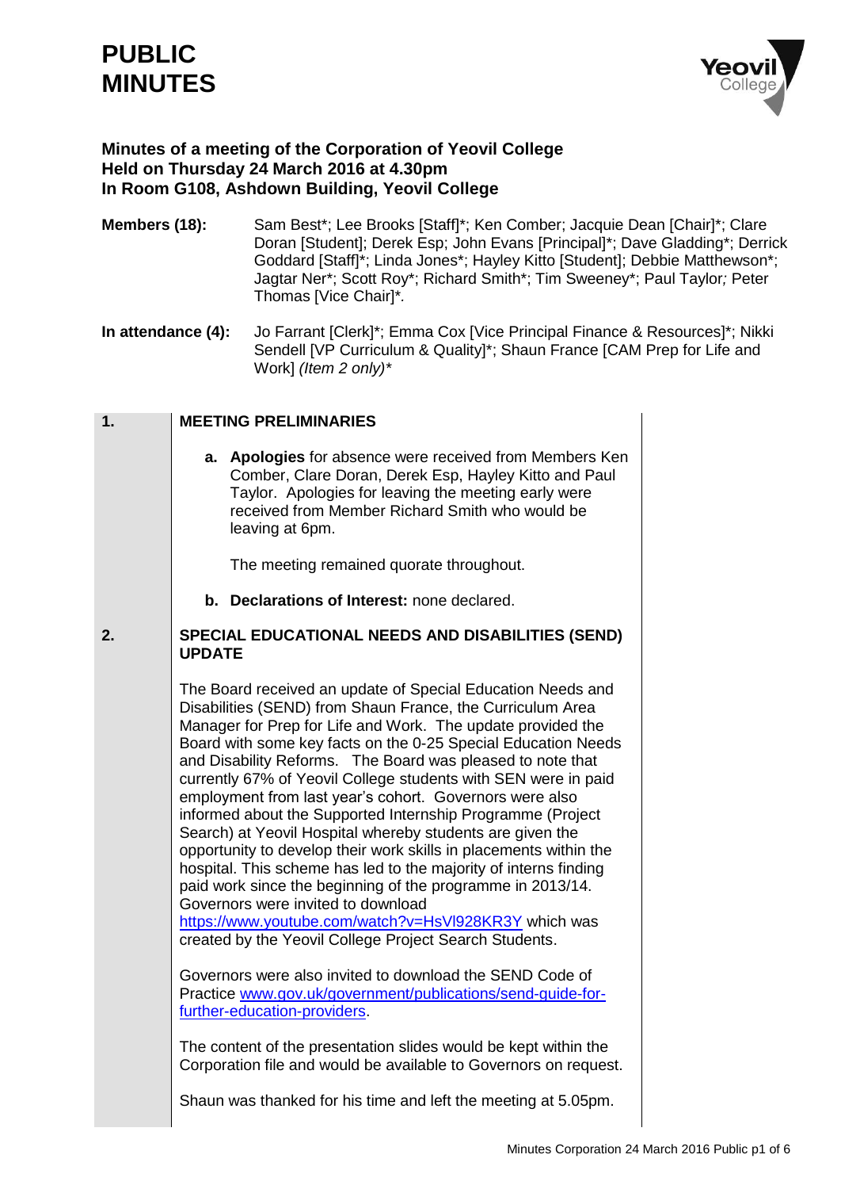# PUBLIC MINUTES

**Minutes of a meeting of the Corporation of Yeovil College**
**Held on Thursday 24 March 2016 at 4.30pm**
**In Room G108, Ashdown Building, Yeovil College**

**Members (18):** Sam Best*; Lee Brooks [Staff]*; Ken Comber; Jacquie Dean [Chair]*; Clare Doran [Student]; Derek Esp; John Evans [Principal]*; Dave Gladding*; Derrick Goddard [Staff]*; Linda Jones*; Hayley Kitto [Student]; Debbie Matthewson*; Jagtar Ner*; Scott Roy*; Richard Smith*; Tim Sweeney*; Paul Taylor*; Peter Thomas [Vice Chair]*.

**In attendance (4):** Jo Farrant [Clerk]*; Emma Cox [Vice Principal Finance & Resources]*; Nikki Sendell [VP Curriculum & Quality]*; Shaun France [CAM Prep for Life and Work] *(Item 2 only)**

## 1. MEETING PRELIMINARIES

**a. Apologies** for absence were received from Members Ken Comber, Clare Doran, Derek Esp, Hayley Kitto and Paul Taylor. Apologies for leaving the meeting early were received from Member Richard Smith who would be leaving at 6pm.

The meeting remained quorate throughout.

**b. Declarations of Interest:** none declared.

## 2. SPECIAL EDUCATIONAL NEEDS AND DISABILITIES (SEND) UPDATE

The Board received an update of Special Education Needs and Disabilities (SEND) from Shaun France, the Curriculum Area Manager for Prep for Life and Work. The update provided the Board with some key facts on the 0-25 Special Education Needs and Disability Reforms. The Board was pleased to note that currently 67% of Yeovil College students with SEN were in paid employment from last year's cohort. Governors were also informed about the Supported Internship Programme (Project Search) at Yeovil Hospital whereby students are given the opportunity to develop their work skills in placements within the hospital. This scheme has led to the majority of interns finding paid work since the beginning of the programme in 2013/14. Governors were invited to download https://www.youtube.com/watch?v=HsVl928KR3Y which was created by the Yeovil College Project Search Students.

Governors were also invited to download the SEND Code of Practice www.gov.uk/government/publications/send-guide-for-further-education-providers.

The content of the presentation slides would be kept within the Corporation file and would be available to Governors on request.

Shaun was thanked for his time and left the meeting at 5.05pm.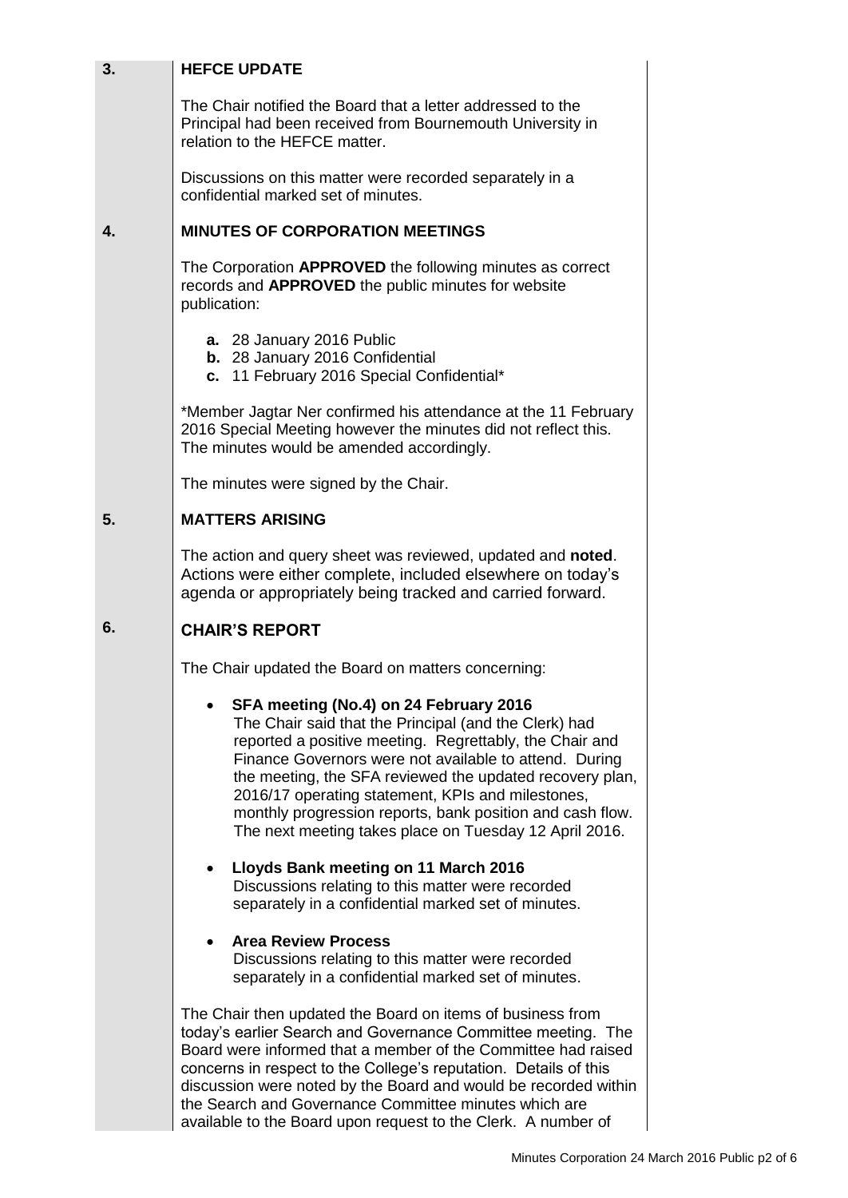## 3. HEFCE UPDATE

The Chair notified the Board that a letter addressed to the Principal had been received from Bournemouth University in relation to the HEFCE matter.

Discussions on this matter were recorded separately in a confidential marked set of minutes.

## 4. MINUTES OF CORPORATION MEETINGS

The Corporation **APPROVED** the following minutes as correct records and **APPROVED** the public minutes for website publication:

- **a.** 28 January 2016 Public
- **b.** 28 January 2016 Confidential
- **c.** 11 February 2016 Special Confidential*

*Member Jagtar Ner confirmed his attendance at the 11 February 2016 Special Meeting however the minutes did not reflect this. The minutes would be amended accordingly.

The minutes were signed by the Chair.

## 5. MATTERS ARISING

The action and query sheet was reviewed, updated and **noted**. Actions were either complete, included elsewhere on today's agenda or appropriately being tracked and carried forward.

## 6. CHAIR'S REPORT

The Chair updated the Board on matters concerning:

- **SFA meeting (No.4) on 24 February 2016**
  The Chair said that the Principal (and the Clerk) had reported a positive meeting. Regrettably, the Chair and Finance Governors were not available to attend. During the meeting, the SFA reviewed the updated recovery plan, 2016/17 operating statement, KPIs and milestones, monthly progression reports, bank position and cash flow. The next meeting takes place on Tuesday 12 April 2016.

- **Lloyds Bank meeting on 11 March 2016**
  Discussions relating to this matter were recorded separately in a confidential marked set of minutes.

- **Area Review Process**
  Discussions relating to this matter were recorded separately in a confidential marked set of minutes.

The Chair then updated the Board on items of business from today's earlier Search and Governance Committee meeting. The Board were informed that a member of the Committee had raised concerns in respect to the College's reputation. Details of this discussion were noted by the Board and would be recorded within the Search and Governance Committee minutes which are available to the Board upon request to the Clerk. A number of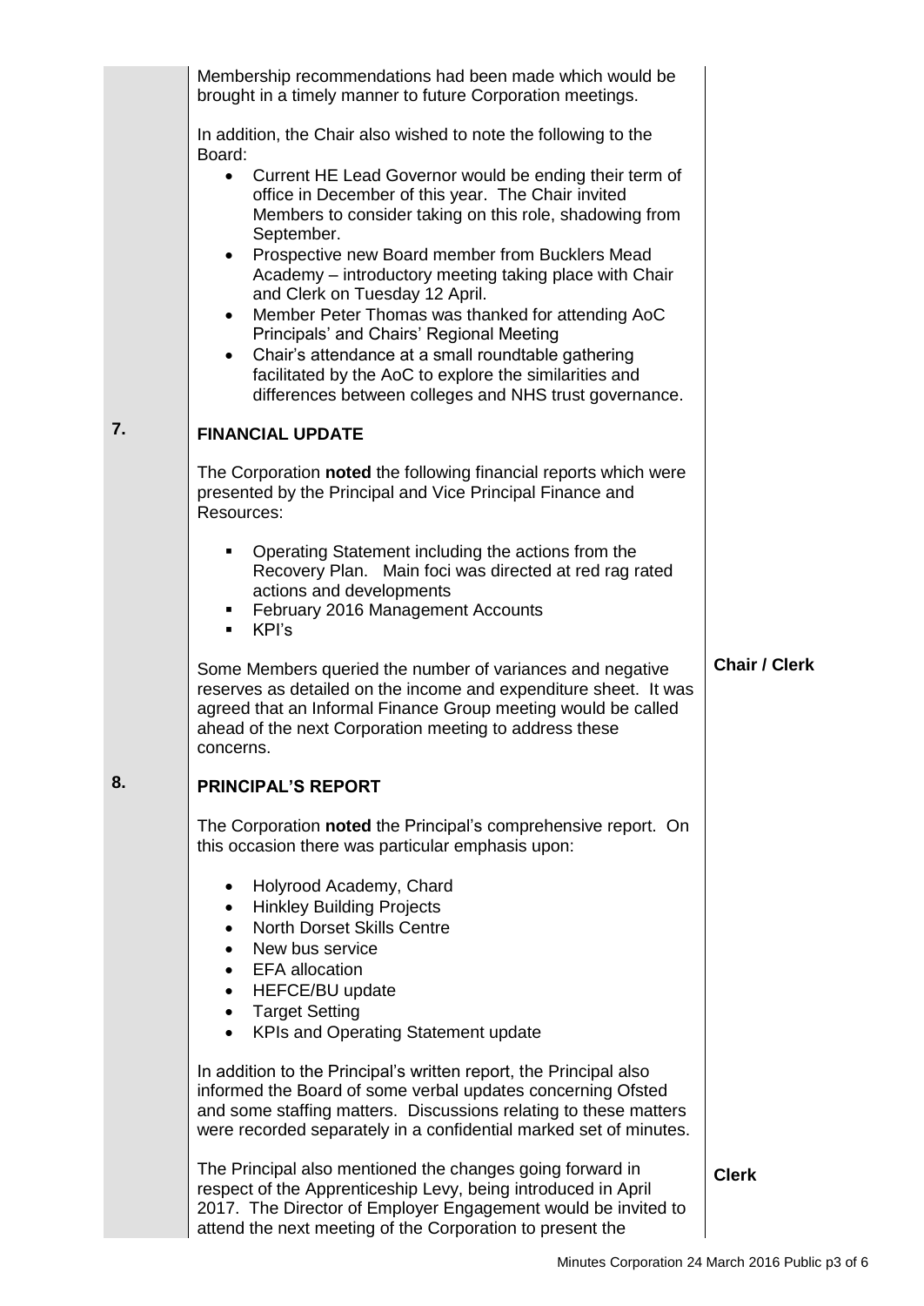Membership recommendations had been made which would be brought in a timely manner to future Corporation meetings.

In addition, the Chair also wished to note the following to the Board:

- Current HE Lead Governor would be ending their term of office in December of this year. The Chair invited Members to consider taking on this role, shadowing from September.
- Prospective new Board member from Bucklers Mead Academy – introductory meeting taking place with Chair and Clerk on Tuesday 12 April.
- Member Peter Thomas was thanked for attending AoC Principals' and Chairs' Regional Meeting
- Chair's attendance at a small roundtable gathering facilitated by the AoC to explore the similarities and differences between colleges and NHS trust governance.

## 7. FINANCIAL UPDATE

The Corporation **noted** the following financial reports which were presented by the Principal and Vice Principal Finance and Resources:

- Operating Statement including the actions from the Recovery Plan. Main foci was directed at red rag rated actions and developments
- February 2016 Management Accounts
- KPI's

Some Members queried the number of variances and negative reserves as detailed on the income and expenditure sheet. It was agreed that an Informal Finance Group meeting would be called ahead of the next Corporation meeting to address these concerns.

**Chair / Clerk**

## 8. PRINCIPAL'S REPORT

The Corporation **noted** the Principal's comprehensive report. On this occasion there was particular emphasis upon:

- Holyrood Academy, Chard
- Hinkley Building Projects
- North Dorset Skills Centre
- New bus service
- EFA allocation
- HEFCE/BU update
- Target Setting
- KPIs and Operating Statement update

In addition to the Principal's written report, the Principal also informed the Board of some verbal updates concerning Ofsted and some staffing matters. Discussions relating to these matters were recorded separately in a confidential marked set of minutes.

The Principal also mentioned the changes going forward in respect of the Apprenticeship Levy, being introduced in April 2017. The Director of Employer Engagement would be invited to attend the next meeting of the Corporation to present the

**Clerk**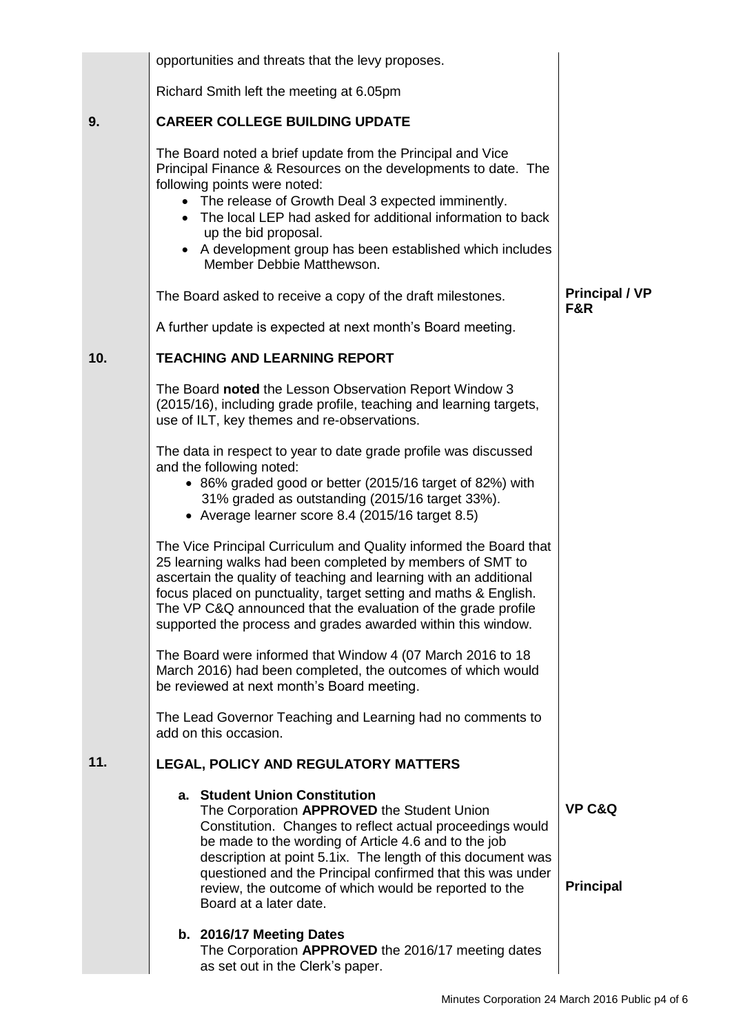opportunities and threats that the levy proposes.

Richard Smith left the meeting at 6.05pm

## 9. CAREER COLLEGE BUILDING UPDATE

The Board noted a brief update from the Principal and Vice Principal Finance & Resources on the developments to date. The following points were noted:

- The release of Growth Deal 3 expected imminently.
- The local LEP had asked for additional information to back up the bid proposal.
- A development group has been established which includes Member Debbie Matthewson.

The Board asked to receive a copy of the draft milestones. — **Principal / VP F&R**

A further update is expected at next month's Board meeting.

## 10. TEACHING AND LEARNING REPORT

The Board **noted** the Lesson Observation Report Window 3 (2015/16), including grade profile, teaching and learning targets, use of ILT, key themes and re-observations.

The data in respect to year to date grade profile was discussed and the following noted:

- 86% graded good or better (2015/16 target of 82%) with 31% graded as outstanding (2015/16 target 33%).
- Average learner score 8.4 (2015/16 target 8.5)

The Vice Principal Curriculum and Quality informed the Board that 25 learning walks had been completed by members of SMT to ascertain the quality of teaching and learning with an additional focus placed on punctuality, target setting and maths & English. The VP C&Q announced that the evaluation of the grade profile supported the process and grades awarded within this window.

The Board were informed that Window 4 (07 March 2016 to 18 March 2016) had been completed, the outcomes of which would be reviewed at next month's Board meeting.

The Lead Governor Teaching and Learning had no comments to add on this occasion.

## 11. LEGAL, POLICY AND REGULATORY MATTERS

**a. Student Union Constitution**
The Corporation **APPROVED** the Student Union Constitution. Changes to reflect actual proceedings would be made to the wording of Article 4.6 and to the job description at point 5.1ix. — **VP C&Q**
The length of this document was questioned and the Principal confirmed that this was under review, the outcome of which would be reported to the Board at a later date. — **Principal**

**b. 2016/17 Meeting Dates**
The Corporation **APPROVED** the 2016/17 meeting dates as set out in the Clerk's paper.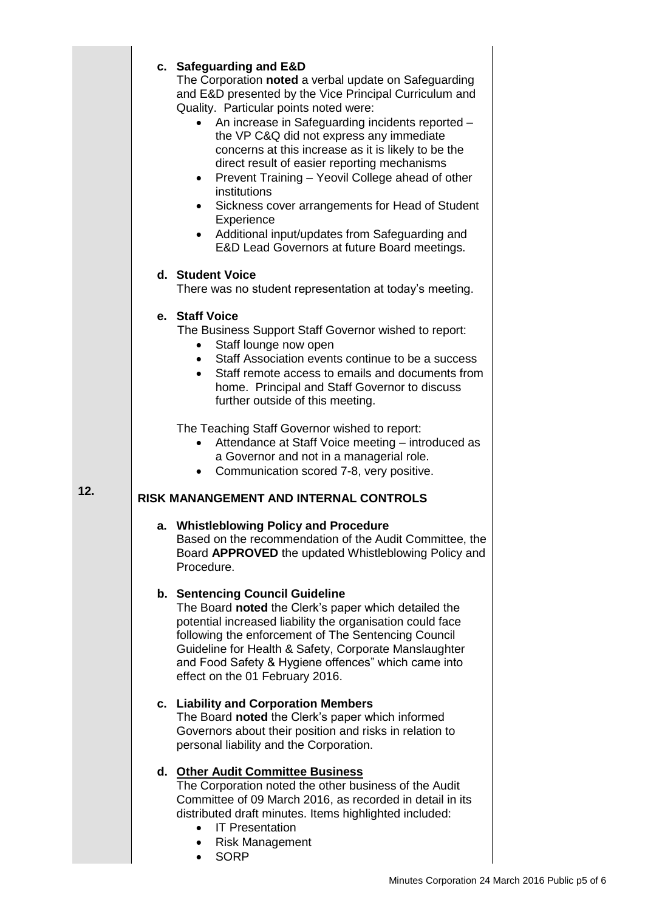**c. Safeguarding and E&D**

The Corporation **noted** a verbal update on Safeguarding and E&D presented by the Vice Principal Curriculum and Quality. Particular points noted were:

- An increase in Safeguarding incidents reported – the VP C&Q did not express any immediate concerns at this increase as it is likely to be the direct result of easier reporting mechanisms
- Prevent Training – Yeovil College ahead of other institutions
- Sickness cover arrangements for Head of Student Experience
- Additional input/updates from Safeguarding and E&D Lead Governors at future Board meetings.

**d. Student Voice**

There was no student representation at today's meeting.

**e. Staff Voice**

The Business Support Staff Governor wished to report:

- Staff lounge now open
- Staff Association events continue to be a success
- Staff remote access to emails and documents from home. Principal and Staff Governor to discuss further outside of this meeting.

The Teaching Staff Governor wished to report:

- Attendance at Staff Voice meeting – introduced as a Governor and not in a managerial role.
- Communication scored 7-8, very positive.

## 12. RISK MANANGEMENT AND INTERNAL CONTROLS

**a. Whistleblowing Policy and Procedure**

Based on the recommendation of the Audit Committee, the Board **APPROVED** the updated Whistleblowing Policy and Procedure.

**b. Sentencing Council Guideline**

The Board **noted** the Clerk's paper which detailed the potential increased liability the organisation could face following the enforcement of The Sentencing Council Guideline for Health & Safety, Corporate Manslaughter and Food Safety & Hygiene offences" which came into effect on the 01 February 2016.

**c. Liability and Corporation Members**

The Board **noted** the Clerk's paper which informed Governors about their position and risks in relation to personal liability and the Corporation.

**d. Other Audit Committee Business**

The Corporation noted the other business of the Audit Committee of 09 March 2016, as recorded in detail in its distributed draft minutes. Items highlighted included:

- IT Presentation
- Risk Management
- SORP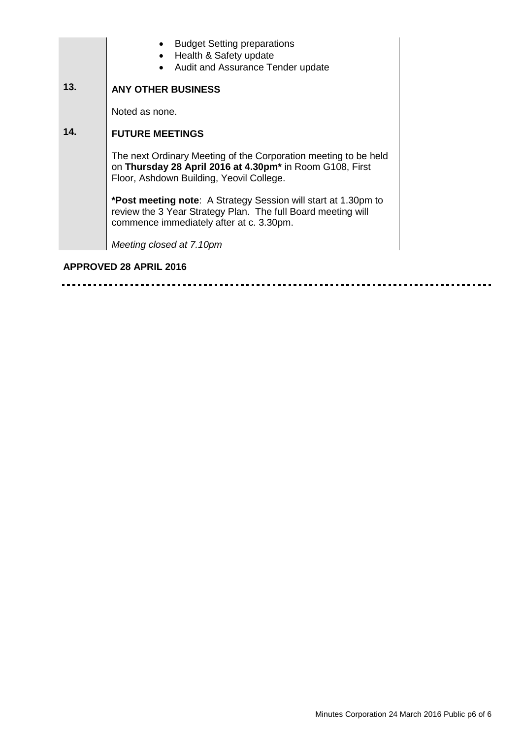- Budget Setting preparations
- Health & Safety update
- Audit and Assurance Tender update

**13. ANY OTHER BUSINESS**

Noted as none.

**14. FUTURE MEETINGS**

The next Ordinary Meeting of the Corporation meeting to be held on **Thursday 28 April 2016 at 4.30pm*** in Room G108, First Floor, Ashdown Building, Yeovil College.

***Post meeting note**: A Strategy Session will start at 1.30pm to review the 3 Year Strategy Plan. The full Board meeting will commence immediately after at c. 3.30pm.

*Meeting closed at 7.10pm*

**APPROVED 28 APRIL 2016**